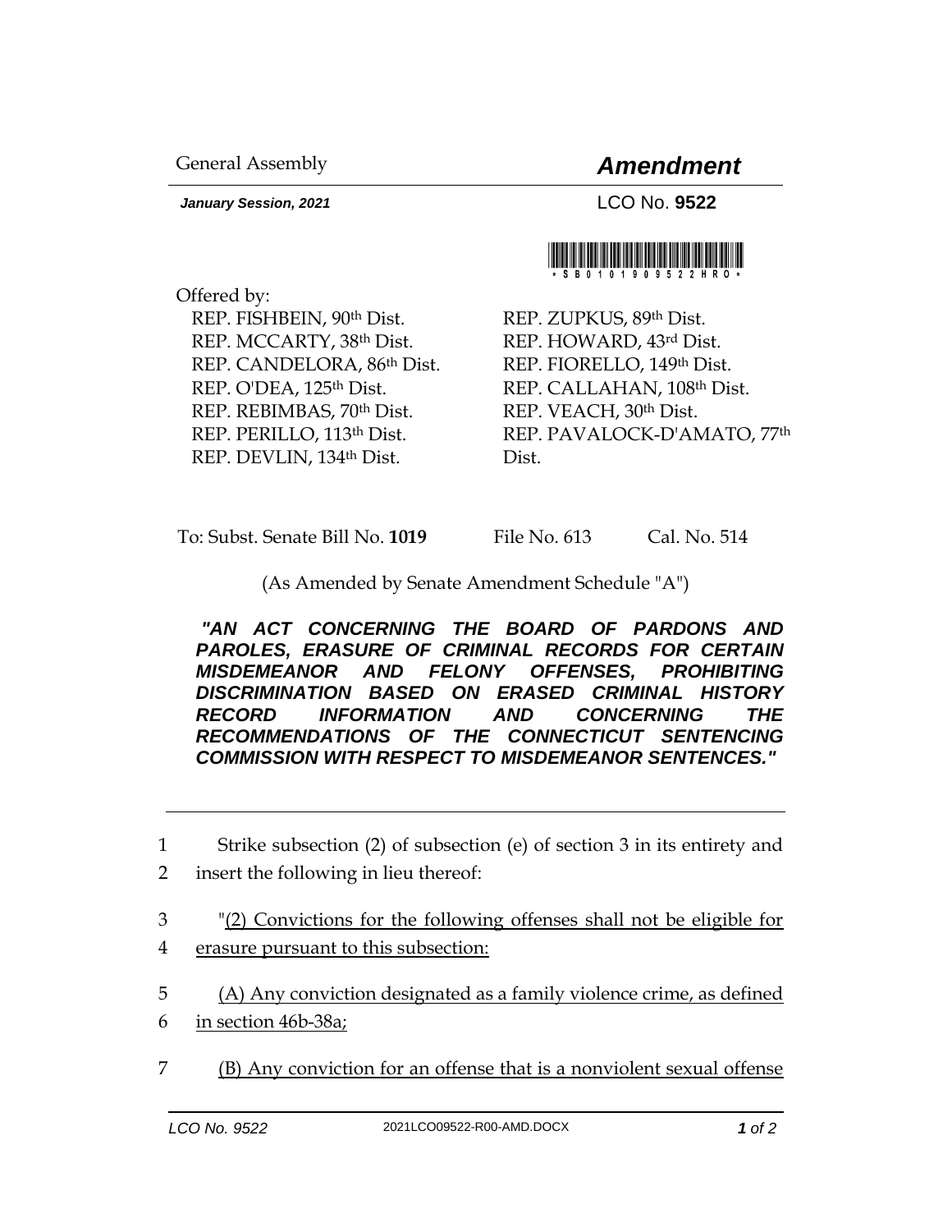General Assembly

# *Amendment*

***January Session, 2021***

LCO No. **9522**

Offered by:

| | |
|---|---|
| REP. FISHBEIN, 90th Dist. | REP. ZUPKUS, 89th Dist. |
| REP. MCCARTY, 38th Dist. | REP. HOWARD, 43rd Dist. |
| REP. CANDELORA, 86th Dist. | REP. FIORELLO, 149th Dist. |
| REP. O'DEA, 125th Dist. | REP. CALLAHAN, 108th Dist. |
| REP. REBIMBAS, 70th Dist. | REP. VEACH, 30th Dist. |
| REP. PERILLO, 113th Dist. | REP. PAVALOCK-D'AMATO, 77th Dist. |
| REP. DEVLIN, 134th Dist. | |

To: Subst. Senate Bill No. **1019**  File No. 613  Cal. No. 514

(As Amended by Senate Amendment Schedule "A")

***"AN ACT CONCERNING THE BOARD OF PARDONS AND PAROLES, ERASURE OF CRIMINAL RECORDS FOR CERTAIN MISDEMEANOR AND FELONY OFFENSES, PROHIBITING DISCRIMINATION BASED ON ERASED CRIMINAL HISTORY RECORD INFORMATION AND CONCERNING THE RECOMMENDATIONS OF THE CONNECTICUT SENTENCING COMMISSION WITH RESPECT TO MISDEMEANOR SENTENCES."***

---

1 Strike subsection (2) of subsection (e) of section 3 in its entirety and
2 insert the following in lieu thereof:

3 "<u>(2) Convictions for the following offenses shall not be eligible for</u>
4 <u>erasure pursuant to this subsection:</u>

5 <u>(A) Any conviction designated as a family violence crime, as defined</u>
6 <u>in section 46b-38a;</u>

7 <u>(B) Any conviction for an offense that is a nonviolent sexual offense</u>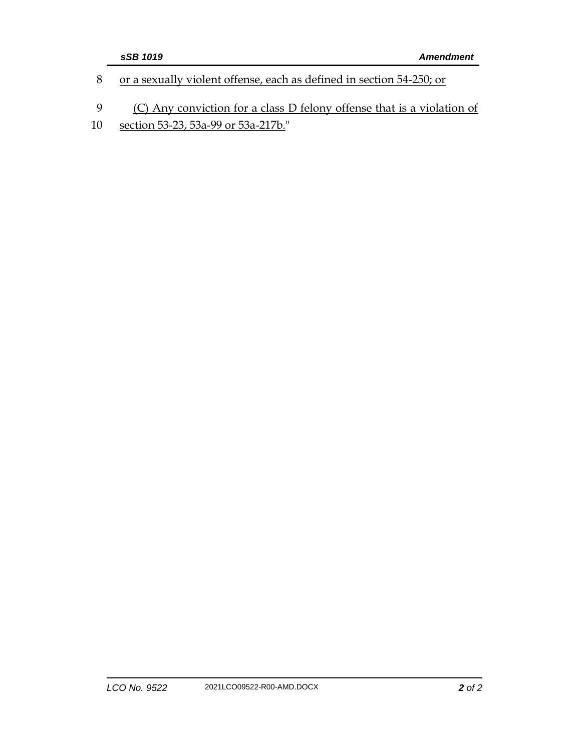8 or a sexually violent offense, each as defined in section 54-250; or

9 (C) Any conviction for a class D felony offense that is a violation of

10 section 53-23, 53a-99 or 53a-217b."